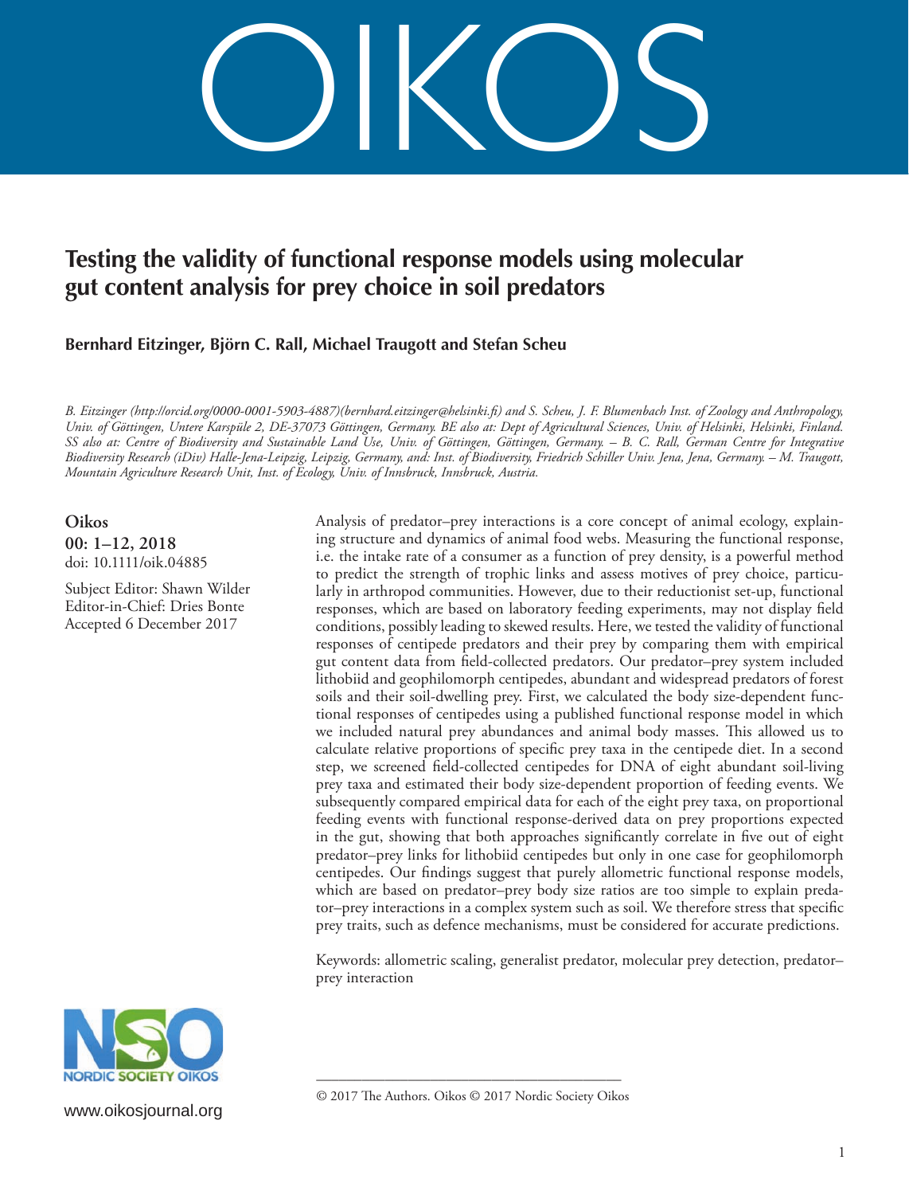# Testing the validity of functional response models using molecular gut content analysis for prey choice in soil predators

**Bernhard Eitzinger, Björn C. Rall, Michael Traugott and Stefan Scheu**

*B. Eitzinger (http://orcid.org/0000-0001-5903-4887)(bernhard.eitzinger@helsinki.fi) and S. Scheu, J. F. Blumenbach Inst. of Zoology and Anthropology, Univ. of Göttingen, Untere Karspüle 2, DE-37073 Göttingen, Germany. BE also at: Dept of Agricultural Sciences, Univ. of Helsinki, Helsinki, Finland. SS also at: Centre of Biodiversity and Sustainable Land Use, Univ. of Göttingen, Göttingen, Germany. – B. C. Rall, German Centre for Integrative Biodiversity Research (iDiv) Halle-Jena-Leipzig, Leipzig, Germany, and: Inst. of Biodiversity, Friedrich Schiller Univ. Jena, Jena, Germany. – M. Traugott, Mountain Agriculture Research Unit, Inst. of Ecology, Univ. of Innsbruck, Innsbruck, Austria.*

**Oikos**
**00: 1–12, 2018**
doi: 10.1111/oik.04885

Subject Editor: Shawn Wilder
Editor-in-Chief: Dries Bonte
Accepted 6 December 2017

Analysis of predator–prey interactions is a core concept of animal ecology, explaining structure and dynamics of animal food webs. Measuring the functional response, i.e. the intake rate of a consumer as a function of prey density, is a powerful method to predict the strength of trophic links and assess motives of prey choice, particularly in arthropod communities. However, due to their reductionist set-up, functional responses, which are based on laboratory feeding experiments, may not display field conditions, possibly leading to skewed results. Here, we tested the validity of functional responses of centipede predators and their prey by comparing them with empirical gut content data from field-collected predators. Our predator–prey system included lithobiid and geophilomorph centipedes, abundant and widespread predators of forest soils and their soil-dwelling prey. First, we calculated the body size-dependent functional responses of centipedes using a published functional response model in which we included natural prey abundances and animal body masses. This allowed us to calculate relative proportions of specific prey taxa in the centipede diet. In a second step, we screened field-collected centipedes for DNA of eight abundant soil-living prey taxa and estimated their body size-dependent proportion of feeding events. We subsequently compared empirical data for each of the eight prey taxa, on proportional feeding events with functional response-derived data on prey proportions expected in the gut, showing that both approaches significantly correlate in five out of eight predator–prey links for lithobiid centipedes but only in one case for geophilomorph centipedes. Our findings suggest that purely allometric functional response models, which are based on predator–prey body size ratios are too simple to explain predator–prey interactions in a complex system such as soil. We therefore stress that specific prey traits, such as defence mechanisms, must be considered for accurate predictions.

Keywords: allometric scaling, generalist predator, molecular prey detection, predator–prey interaction

© 2017 The Authors. Oikos © 2017 Nordic Society Oikos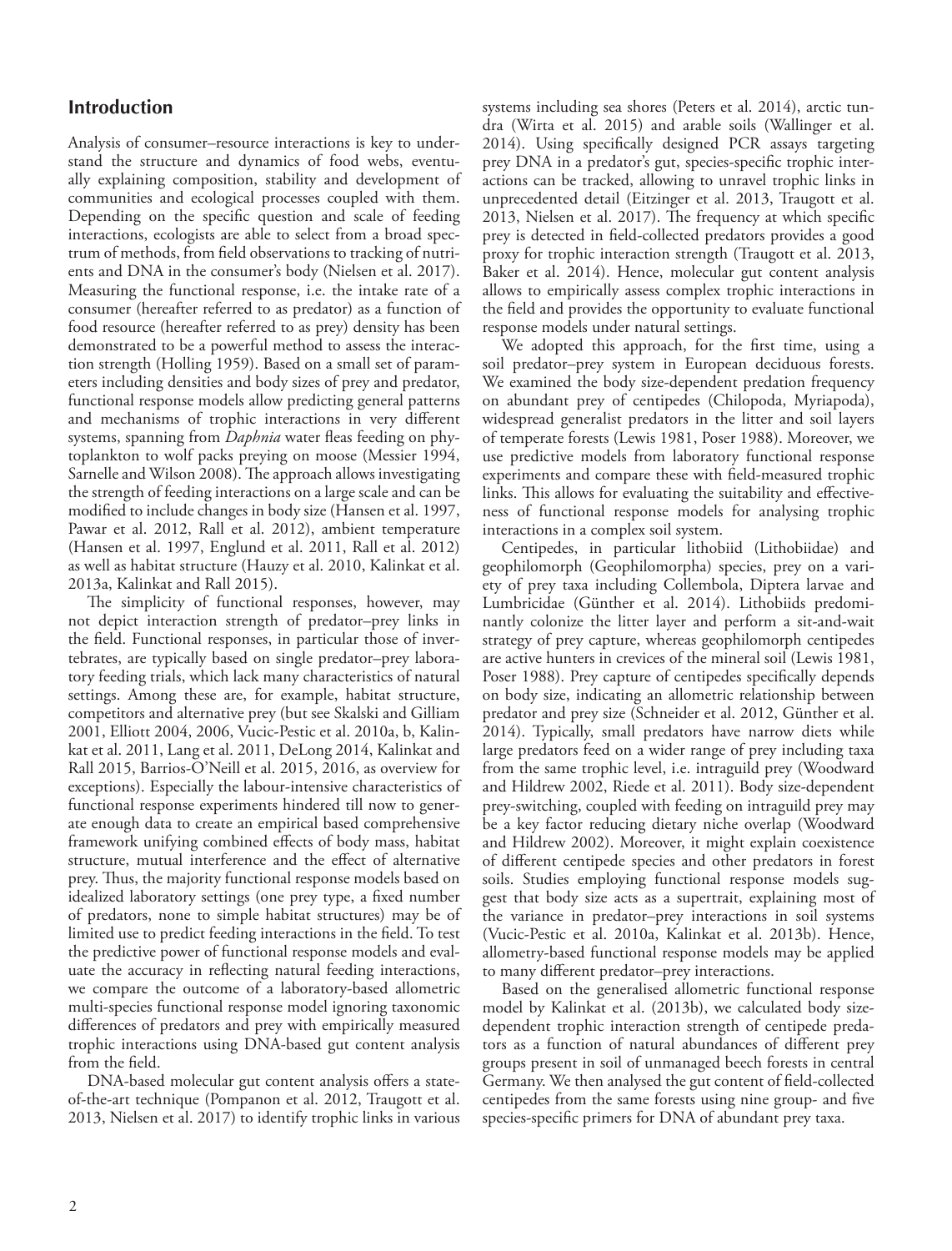## Introduction

Analysis of consumer–resource interactions is key to understand the structure and dynamics of food webs, eventually explaining composition, stability and development of communities and ecological processes coupled with them. Depending on the specific question and scale of feeding interactions, ecologists are able to select from a broad spectrum of methods, from field observations to tracking of nutrients and DNA in the consumer's body (Nielsen et al. 2017). Measuring the functional response, i.e. the intake rate of a consumer (hereafter referred to as predator) as a function of food resource (hereafter referred to as prey) density has been demonstrated to be a powerful method to assess the interaction strength (Holling 1959). Based on a small set of parameters including densities and body sizes of prey and predator, functional response models allow predicting general patterns and mechanisms of trophic interactions in very different systems, spanning from *Daphnia* water fleas feeding on phytoplankton to wolf packs preying on moose (Messier 1994, Sarnelle and Wilson 2008). The approach allows investigating the strength of feeding interactions on a large scale and can be modified to include changes in body size (Hansen et al. 1997, Pawar et al. 2012, Rall et al. 2012), ambient temperature (Hansen et al. 1997, Englund et al. 2011, Rall et al. 2012) as well as habitat structure (Hauzy et al. 2010, Kalinkat et al. 2013a, Kalinkat and Rall 2015).

The simplicity of functional responses, however, may not depict interaction strength of predator–prey links in the field. Functional responses, in particular those of invertebrates, are typically based on single predator–prey laboratory feeding trials, which lack many characteristics of natural settings. Among these are, for example, habitat structure, competitors and alternative prey (but see Skalski and Gilliam 2001, Elliott 2004, 2006, Vucic-Pestic et al. 2010a, b, Kalinkat et al. 2011, Lang et al. 2011, DeLong 2014, Kalinkat and Rall 2015, Barrios-O'Neill et al. 2015, 2016, as overview for exceptions). Especially the labour-intensive characteristics of functional response experiments hindered till now to generate enough data to create an empirical based comprehensive framework unifying combined effects of body mass, habitat structure, mutual interference and the effect of alternative prey. Thus, the majority functional response models based on idealized laboratory settings (one prey type, a fixed number of predators, none to simple habitat structures) may be of limited use to predict feeding interactions in the field. To test the predictive power of functional response models and evaluate the accuracy in reflecting natural feeding interactions, we compare the outcome of a laboratory-based allometric multi-species functional response model ignoring taxonomic differences of predators and prey with empirically measured trophic interactions using DNA-based gut content analysis from the field.

DNA-based molecular gut content analysis offers a state-of-the-art technique (Pompanon et al. 2012, Traugott et al. 2013, Nielsen et al. 2017) to identify trophic links in various systems including sea shores (Peters et al. 2014), arctic tundra (Wirta et al. 2015) and arable soils (Wallinger et al. 2014). Using specifically designed PCR assays targeting prey DNA in a predator's gut, species-specific trophic interactions can be tracked, allowing to unravel trophic links in unprecedented detail (Eitzinger et al. 2013, Traugott et al. 2013, Nielsen et al. 2017). The frequency at which specific prey is detected in field-collected predators provides a good proxy for trophic interaction strength (Traugott et al. 2013, Baker et al. 2014). Hence, molecular gut content analysis allows to empirically assess complex trophic interactions in the field and provides the opportunity to evaluate functional response models under natural settings.

We adopted this approach, for the first time, using a soil predator–prey system in European deciduous forests. We examined the body size-dependent predation frequency on abundant prey of centipedes (Chilopoda, Myriapoda), widespread generalist predators in the litter and soil layers of temperate forests (Lewis 1981, Poser 1988). Moreover, we use predictive models from laboratory functional response experiments and compare these with field-measured trophic links. This allows for evaluating the suitability and effectiveness of functional response models for analysing trophic interactions in a complex soil system.

Centipedes, in particular lithobiid (Lithobiidae) and geophilomorph (Geophilomorpha) species, prey on a variety of prey taxa including Collembola, Diptera larvae and Lumbricidae (Günther et al. 2014). Lithobiids predominantly colonize the litter layer and perform a sit-and-wait strategy of prey capture, whereas geophilomorph centipedes are active hunters in crevices of the mineral soil (Lewis 1981, Poser 1988). Prey capture of centipedes specifically depends on body size, indicating an allometric relationship between predator and prey size (Schneider et al. 2012, Günther et al. 2014). Typically, small predators have narrow diets while large predators feed on a wider range of prey including taxa from the same trophic level, i.e. intraguild prey (Woodward and Hildrew 2002, Riede et al. 2011). Body size-dependent prey-switching, coupled with feeding on intraguild prey may be a key factor reducing dietary niche overlap (Woodward and Hildrew 2002). Moreover, it might explain coexistence of different centipede species and other predators in forest soils. Studies employing functional response models suggest that body size acts as a supertrait, explaining most of the variance in predator–prey interactions in soil systems (Vucic-Pestic et al. 2010a, Kalinkat et al. 2013b). Hence, allometry-based functional response models may be applied to many different predator–prey interactions.

Based on the generalised allometric functional response model by Kalinkat et al. (2013b), we calculated body size-dependent trophic interaction strength of centipede predators as a function of natural abundances of different prey groups present in soil of unmanaged beech forests in central Germany. We then analysed the gut content of field-collected centipedes from the same forests using nine group- and five species-specific primers for DNA of abundant prey taxa.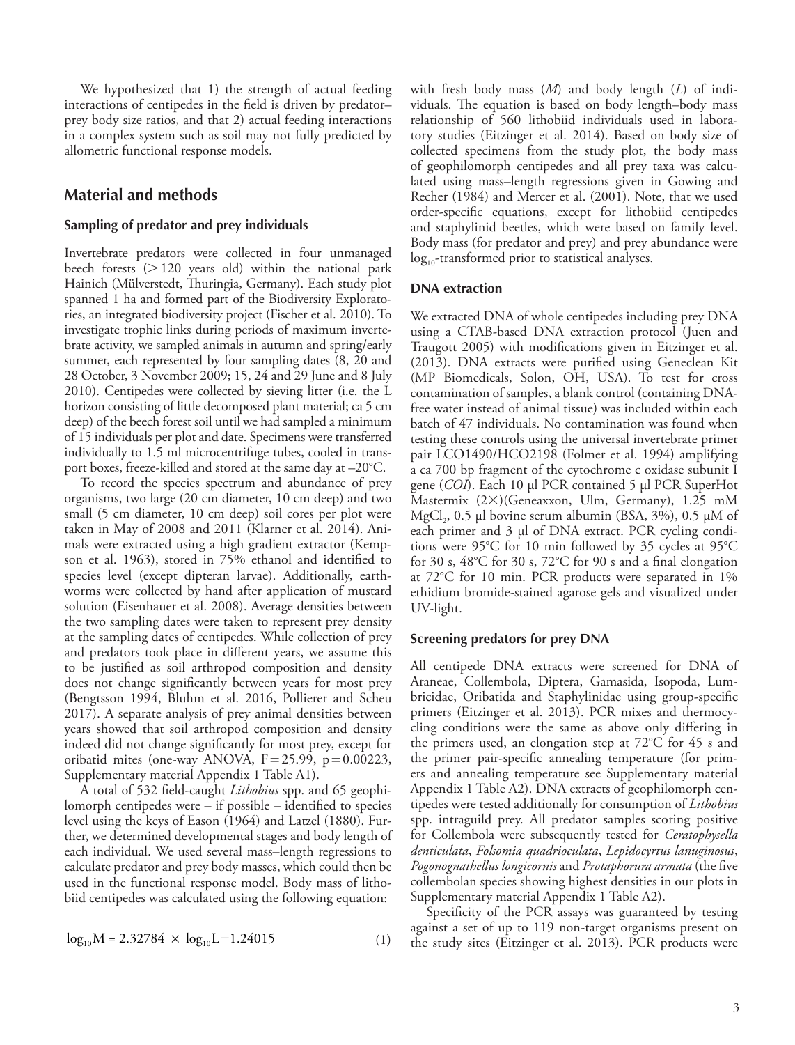We hypothesized that 1) the strength of actual feeding interactions of centipedes in the field is driven by predator–prey body size ratios, and that 2) actual feeding interactions in a complex system such as soil may not fully predicted by allometric functional response models.

## Material and methods

### Sampling of predator and prey individuals

Invertebrate predators were collected in four unmanaged beech forests (> 120 years old) within the national park Hainich (Mülverstedt, Thuringia, Germany). Each study plot spanned 1 ha and formed part of the Biodiversity Exploratories, an integrated biodiversity project (Fischer et al. 2010). To investigate trophic links during periods of maximum invertebrate activity, we sampled animals in autumn and spring/early summer, each represented by four sampling dates (8, 20 and 28 October, 3 November 2009; 15, 24 and 29 June and 8 July 2010). Centipedes were collected by sieving litter (i.e. the L horizon consisting of little decomposed plant material; ca 5 cm deep) of the beech forest soil until we had sampled a minimum of 15 individuals per plot and date. Specimens were transferred individually to 1.5 ml microcentrifuge tubes, cooled in transport boxes, freeze-killed and stored at the same day at –20°C.

To record the species spectrum and abundance of prey organisms, two large (20 cm diameter, 10 cm deep) and two small (5 cm diameter, 10 cm deep) soil cores per plot were taken in May of 2008 and 2011 (Klarner et al. 2014). Animals were extracted using a high gradient extractor (Kempson et al. 1963), stored in 75% ethanol and identified to species level (except dipteran larvae). Additionally, earthworms were collected by hand after application of mustard solution (Eisenhauer et al. 2008). Average densities between the two sampling dates were taken to represent prey density at the sampling dates of centipedes. While collection of prey and predators took place in different years, we assume this to be justified as soil arthropod composition and density does not change significantly between years for most prey (Bengtsson 1994, Bluhm et al. 2016, Pollierer and Scheu 2017). A separate analysis of prey animal densities between years showed that soil arthropod composition and density indeed did not change significantly for most prey, except for oribatid mites (one-way ANOVA, $F = 25.99$, $p = 0.00223$, Supplementary material Appendix 1 Table A1).

A total of 532 field-caught *Lithobius* spp. and 65 geophilomorph centipedes were – if possible – identified to species level using the keys of Eason (1964) and Latzel (1880). Further, we determined developmental stages and body length of each individual. We used several mass–length regressions to calculate predator and prey body masses, which could then be used in the functional response model. Body mass of lithobiid centipedes was calculated using the following equation:

$$\log_{10}M = 2.32784 \times \log_{10}L - 1.24015 \tag{1}$$

with fresh body mass ($M$) and body length ($L$) of individuals. The equation is based on body length–body mass relationship of 560 lithobiid individuals used in laboratory studies (Eitzinger et al. 2014). Based on body size of collected specimens from the study plot, the body mass of geophilomorph centipedes and all prey taxa was calculated using mass–length regressions given in Gowing and Recher (1984) and Mercer et al. (2001). Note, that we used order-specific equations, except for lithobiid centipedes and staphylinid beetles, which were based on family level. Body mass (for predator and prey) and prey abundance were $\log_{10}$-transformed prior to statistical analyses.

### DNA extraction

We extracted DNA of whole centipedes including prey DNA using a CTAB-based DNA extraction protocol (Juen and Traugott 2005) with modifications given in Eitzinger et al. (2013). DNA extracts were purified using Geneclean Kit (MP Biomedicals, Solon, OH, USA). To test for cross contamination of samples, a blank control (containing DNA-free water instead of animal tissue) was included within each batch of 47 individuals. No contamination was found when testing these controls using the universal invertebrate primer pair LCO1490/HCO2198 (Folmer et al. 1994) amplifying a ca 700 bp fragment of the cytochrome c oxidase subunit I gene (*COI*). Each 10 µl PCR contained 5 µl PCR SuperHot Mastermix (2×)(Geneaxxon, Ulm, Germany), 1.25 mM $MgCl_2$, 0.5 µl bovine serum albumin (BSA, 3%), 0.5 µM of each primer and 3 µl of DNA extract. PCR cycling conditions were 95°C for 10 min followed by 35 cycles at 95°C for 30 s, 48°C for 30 s, 72°C for 90 s and a final elongation at 72°C for 10 min. PCR products were separated in 1% ethidium bromide-stained agarose gels and visualized under UV-light.

### Screening predators for prey DNA

All centipede DNA extracts were screened for DNA of Araneae, Collembola, Diptera, Gamasida, Isopoda, Lumbricidae, Oribatida and Staphylinidae using group-specific primers (Eitzinger et al. 2013). PCR mixes and thermocycling conditions were the same as above only differing in the primers used, an elongation step at 72°C for 45 s and the primer pair-specific annealing temperature (for primers and annealing temperature see Supplementary material Appendix 1 Table A2). DNA extracts of geophilomorph centipedes were tested additionally for consumption of *Lithobius* spp. intraguild prey. All predator samples scoring positive for Collembola were subsequently tested for *Ceratophysella denticulata*, *Folsomia quadrioculata*, *Lepidocyrtus lanuginosus*, *Pogonognathellus longicornis* and *Protaphorura armata* (the five collembolan species showing highest densities in our plots in Supplementary material Appendix 1 Table A2).

Specificity of the PCR assays was guaranteed by testing against a set of up to 119 non-target organisms present on the study sites (Eitzinger et al. 2013). PCR products were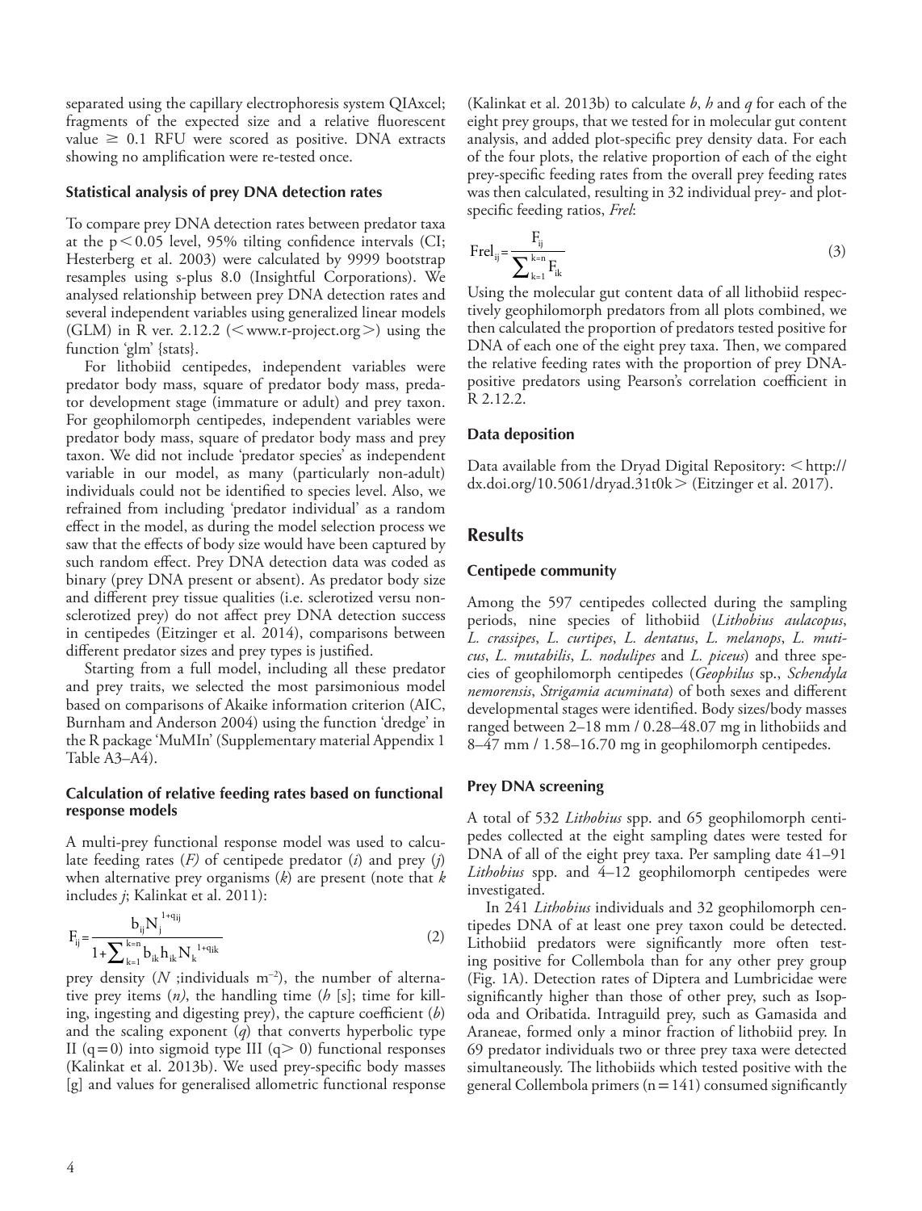separated using the capillary electrophoresis system QIAxcel; fragments of the expected size and a relative fluorescent value $\geq$ 0.1 RFU were scored as positive. DNA extracts showing no amplification were re-tested once.

### Statistical analysis of prey DNA detection rates

To compare prey DNA detection rates between predator taxa at the $p < 0.05$ level, 95% tilting confidence intervals (CI; Hesterberg et al. 2003) were calculated by 9999 bootstrap resamples using s-plus 8.0 (Insightful Corporations). We analysed relationship between prey DNA detection rates and several independent variables using generalized linear models (GLM) in R ver. 2.12.2 (<www.r-project.org>) using the function 'glm' {stats}.

For lithobiid centipedes, independent variables were predator body mass, square of predator body mass, predator development stage (immature or adult) and prey taxon. For geophilomorph centipedes, independent variables were predator body mass, square of predator body mass and prey taxon. We did not include 'predator species' as independent variable in our model, as many (particularly non-adult) individuals could not be identified to species level. Also, we refrained from including 'predator individual' as a random effect in the model, as during the model selection process we saw that the effects of body size would have been captured by such random effect. Prey DNA detection data was coded as binary (prey DNA present or absent). As predator body size and different prey tissue qualities (i.e. sclerotized versu non-sclerotized prey) do not affect prey DNA detection success in centipedes (Eitzinger et al. 2014), comparisons between different predator sizes and prey types is justified.

Starting from a full model, including all these predator and prey traits, we selected the most parsimonious model based on comparisons of Akaike information criterion (AIC, Burnham and Anderson 2004) using the function 'dredge' in the R package 'MuMIn' (Supplementary material Appendix 1 Table A3–A4).

### Calculation of relative feeding rates based on functional response models

A multi-prey functional response model was used to calculate feeding rates ($F$) of centipede predator ($i$) and prey ($j$) when alternative prey organisms ($k$) are present (note that $k$ includes $j$; Kalinkat et al. 2011):

$$F_{ij} = \frac{b_{ij} N_j^{1+q_{ij}}}{1 + \sum_{k=1}^{k=n} b_{ik} h_{ik} N_k^{1+q_{ik}}} \tag{2}$$

prey density ($N$ ;individuals m$^{-2}$), the number of alternative prey items ($n$), the handling time ($h$ [s]; time for killing, ingesting and digesting prey), the capture coefficient ($b$) and the scaling exponent ($q$) that converts hyperbolic type II ($q = 0$) into sigmoid type III ($q > 0$) functional responses (Kalinkat et al. 2013b). We used prey-specific body masses [g] and values for generalised allometric functional response (Kalinkat et al. 2013b) to calculate $b$, $h$ and $q$ for each of the eight prey groups, that we tested for in molecular gut content analysis, and added plot-specific prey density data. For each of the four plots, the relative proportion of each of the eight prey-specific feeding rates from the overall prey feeding rates was then calculated, resulting in 32 individual prey- and plot-specific feeding ratios, $Frel$:

$$Frel_{ij} = \frac{F_{ij}}{\sum_{k=1}^{k=n} F_{ik}} \tag{3}$$

Using the molecular gut content data of all lithobiid respectively geophilomorph predators from all plots combined, we then calculated the proportion of predators tested positive for DNA of each one of the eight prey taxa. Then, we compared the relative feeding rates with the proportion of prey DNA-positive predators using Pearson's correlation coefficient in R 2.12.2.

### Data deposition

Data available from the Dryad Digital Repository: <http://dx.doi.org/10.5061/dryad.31t0k> (Eitzinger et al. 2017).

## Results

### Centipede community

Among the 597 centipedes collected during the sampling periods, nine species of lithobiid (*Lithobius aulacopus*, *L. crassipes*, *L. curtipes*, *L. dentatus*, *L. melanops*, *L. muticus*, *L. mutabilis*, *L. nodulipes* and *L. piceus*) and three species of geophilomorph centipedes (*Geophilus* sp., *Schendyla nemorensis*, *Strigamia acuminata*) of both sexes and different developmental stages were identified. Body sizes/body masses ranged between 2–18 mm / 0.28–48.07 mg in lithobiids and 8–47 mm / 1.58–16.70 mg in geophilomorph centipedes.

### Prey DNA screening

A total of 532 *Lithobius* spp. and 65 geophilomorph centipedes collected at the eight sampling dates were tested for DNA of all of the eight prey taxa. Per sampling date 41–91 *Lithobius* spp. and 4–12 geophilomorph centipedes were investigated.

In 241 *Lithobius* individuals and 32 geophilomorph centipedes DNA of at least one prey taxon could be detected. Lithobiid predators were significantly more often testing positive for Collembola than for any other prey group (Fig. 1A). Detection rates of Diptera and Lumbricidae were significantly higher than those of other prey, such as Isopoda and Oribatida. Intraguild prey, such as Gamasida and Araneae, formed only a minor fraction of lithobiid prey. In 69 predator individuals two or three prey taxa were detected simultaneously. The lithobiids which tested positive with the general Collembola primers ($n = 141$) consumed significantly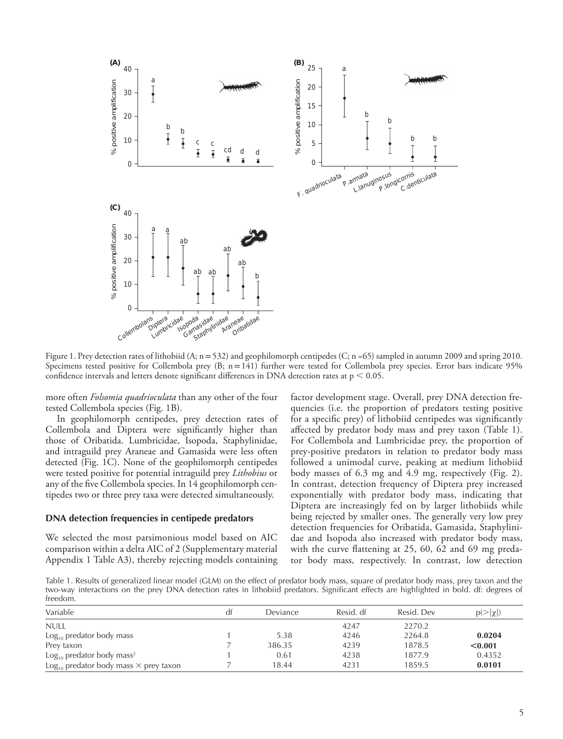Figure 1. Prey detection rates of lithobiid (A; n = 532) and geophilomorph centipedes (C; n = 65) sampled in autumn 2009 and spring 2010. Specimens tested positive for Collembola prey (B; n = 141) further were tested for Collembola prey species. Error bars indicate 95% confidence intervals and letters denote significant differences in DNA detection rates at $p < 0.05$.

more often *Folsomia quadrioculata* than any other of the four tested Collembola species (Fig. 1B).

In geophilomorph centipedes, prey detection rates of Collembola and Diptera were significantly higher than those of Oribatida. Lumbricidae, Isopoda, Staphylinidae, and intraguild prey Araneae and Gamasida were less often detected (Fig. 1C). None of the geophilomorph centipedes were tested positive for potential intraguild prey *Lithobius* or any of the five Collembola species. In 14 geophilomorph centipedes two or three prey taxa were detected simultaneously.

### DNA detection frequencies in centipede predators

We selected the most parsimonious model based on AIC comparison within a delta AIC of 2 (Supplementary material Appendix 1 Table A3), thereby rejecting models containing factor development stage. Overall, prey DNA detection frequencies (i.e. the proportion of predators testing positive for a specific prey) of lithobiid centipedes was significantly affected by predator body mass and prey taxon (Table 1). For Collembola and Lumbricidae prey, the proportion of prey-positive predators in relation to predator body mass followed a unimodal curve, peaking at medium lithobiid body masses of 6.3 mg and 4.9 mg, respectively (Fig. 2). In contrast, detection frequency of Diptera prey increased exponentially with predator body mass, indicating that Diptera are increasingly fed on by larger lithobiids while being rejected by smaller ones. The generally very low prey detection frequencies for Oribatida, Gamasida, Staphylinidae and Isopoda also increased with predator body mass, with the curve flattening at 25, 60, 62 and 69 mg predator body mass, respectively. In contrast, low detection

Table 1. Results of generalized linear model (GLM) on the effect of predator body mass, square of predator body mass, prey taxon and the two-way interactions on the prey DNA detection rates in lithobiid predators. Significant effects are highlighted in bold. df: degrees of freedom.

| Variable | df | Deviance | Resid. df | Resid. Dev | $p(>\|\chi\|)$ |
|---|---|---|---|---|---|
| NULL | | | 4247 | 2270.2 | |
| $Log_{10}$ predator body mass | 1 | 5.38 | 4246 | 2264.8 | **0.0204** |
| Prey taxon | 7 | 386.35 | 4239 | 1878.5 | **<0.001** |
| $Log_{10}$ predator body mass$^2$ | 1 | 0.61 | 4238 | 1877.9 | 0.4352 |
| $Log_{10}$ predator body mass × prey taxon | 7 | 18.44 | 4231 | 1859.5 | **0.0101** |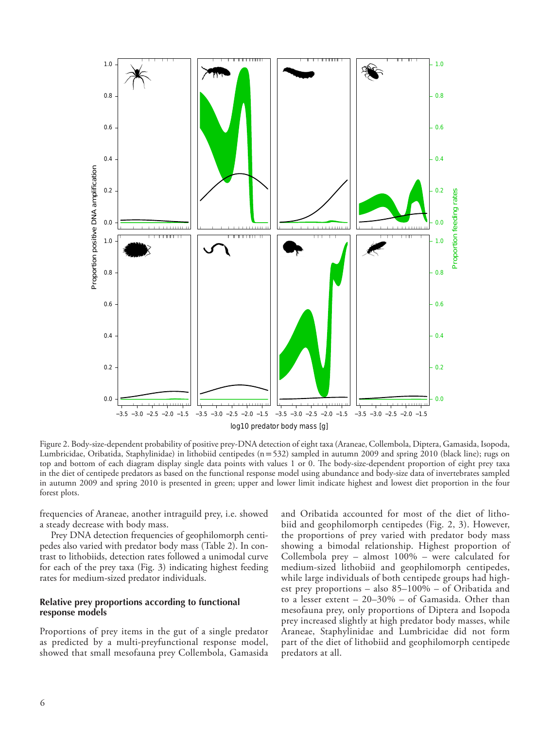Figure 2. Body-size-dependent probability of positive prey-DNA detection of eight taxa (Araneae, Collembola, Diptera, Gamasida, Isopoda, Lumbricidae, Oribatida, Staphylinidae) in lithobiid centipedes (n = 532) sampled in autumn 2009 and spring 2010 (black line); rugs on top and bottom of each diagram display single data points with values 1 or 0. The body-size-dependent proportion of eight prey taxa in the diet of centipede predators as based on the functional response model using abundance and body-size data of invertebrates sampled in autumn 2009 and spring 2010 is presented in green; upper and lower limit indicate highest and lowest diet proportion in the four forest plots.

frequencies of Araneae, another intraguild prey, i.e. showed a steady decrease with body mass.

Prey DNA detection frequencies of geophilomorph centipedes also varied with predator body mass (Table 2). In contrast to lithobiids, detection rates followed a unimodal curve for each of the prey taxa (Fig. 3) indicating highest feeding rates for medium-sized predator individuals.

### Relative prey proportions according to functional response models

Proportions of prey items in the gut of a single predator as predicted by a multi-preyfunctional response model, showed that small mesofauna prey Collembola, Gamasida and Oribatida accounted for most of the diet of lithobiid and geophilomorph centipedes (Fig. 2, 3). However, the proportions of prey varied with predator body mass showing a bimodal relationship. Highest proportion of Collembola prey – almost 100% – were calculated for medium-sized lithobiid and geophilomorph centipedes, while large individuals of both centipede groups had highest prey proportions – also 85–100% – of Oribatida and to a lesser extent – 20–30% – of Gamasida. Other than mesofauna prey, only proportions of Diptera and Isopoda prey increased slightly at high predator body masses, while Araneae, Staphylinidae and Lumbricidae did not form part of the diet of lithobiid and geophilomorph centipede predators at all.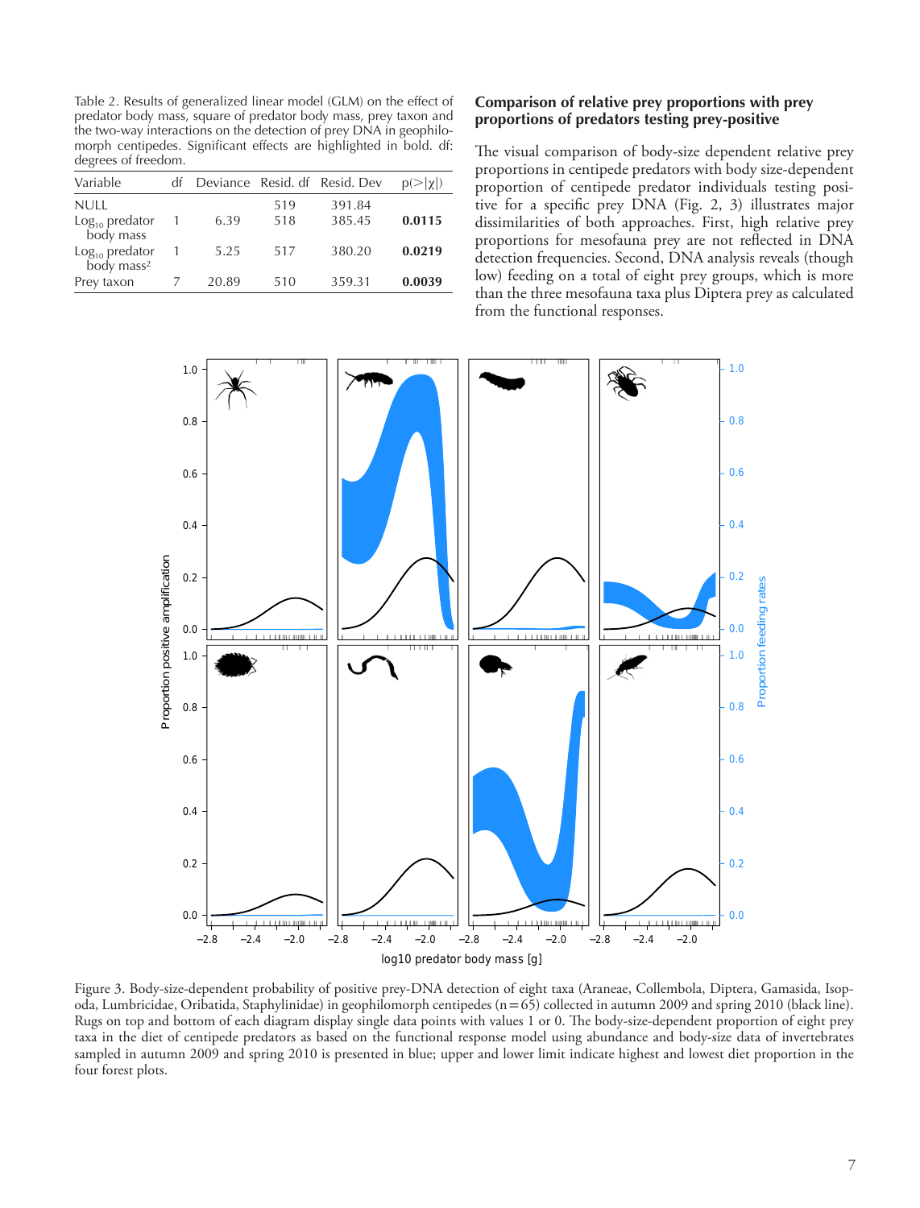Table 2. Results of generalized linear model (GLM) on the effect of predator body mass, square of predator body mass, prey taxon and the two-way interactions on the detection of prey DNA in geophilomorph centipedes. Significant effects are highlighted in bold. df: degrees of freedom.

| Variable | df | Deviance | Resid. df | Resid. Dev | p(>\|χ\|) |
|---|---|---|---|---|---|
| NULL | | | 519 | 391.84 | |
| $Log_{10}$ predator body mass | 1 | 6.39 | 518 | 385.45 | **0.0115** |
| $Log_{10}$ predator body mass² | 1 | 5.25 | 517 | 380.20 | **0.0219** |
| Prey taxon | 7 | 20.89 | 510 | 359.31 | **0.0039** |

## Comparison of relative prey proportions with prey proportions of predators testing prey-positive

The visual comparison of body-size dependent relative prey proportions in centipede predators with body size-dependent proportion of centipede predator individuals testing positive for a specific prey DNA (Fig. 2, 3) illustrates major dissimilarities of both approaches. First, high relative prey proportions for mesofauna prey are not reflected in DNA detection frequencies. Second, DNA analysis reveals (though low) feeding on a total of eight prey groups, which is more than the three mesofauna taxa plus Diptera prey as calculated from the functional responses.

Figure 3. Body-size-dependent probability of positive prey-DNA detection of eight taxa (Araneae, Collembola, Diptera, Gamasida, Isopoda, Lumbricidae, Oribatida, Staphylinidae) in geophilomorph centipedes (n = 65) collected in autumn 2009 and spring 2010 (black line). Rugs on top and bottom of each diagram display single data points with values 1 or 0. The body-size-dependent proportion of eight prey taxa in the diet of centipede predators as based on the functional response model using abundance and body-size data of invertebrates sampled in autumn 2009 and spring 2010 is presented in blue; upper and lower limit indicate highest and lowest diet proportion in the four forest plots.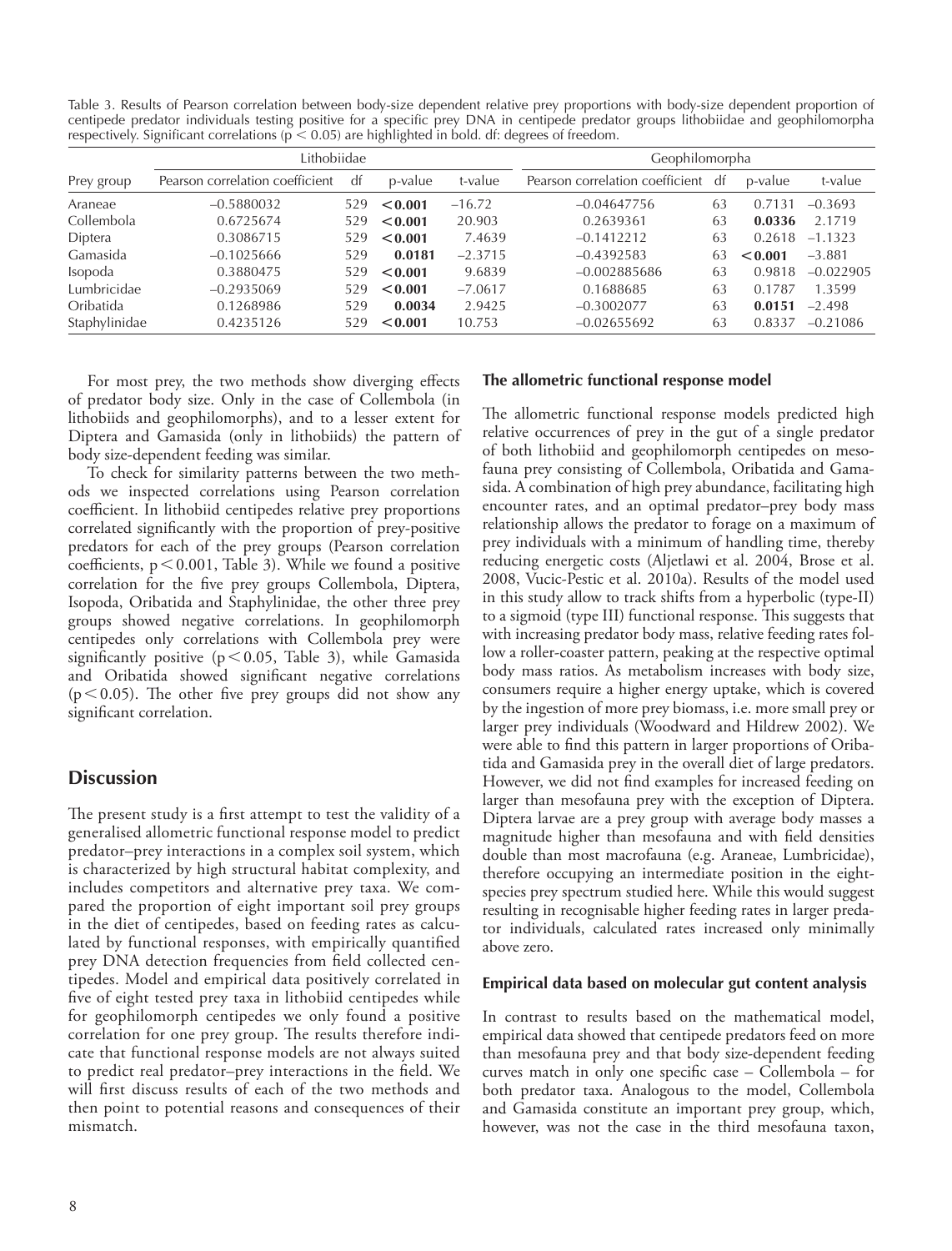Table 3. Results of Pearson correlation between body-size dependent relative prey proportions with body-size dependent proportion of centipede predator individuals testing positive for a specific prey DNA in centipede predator groups lithobiidae and geophilomorpha respectively. Significant correlations ($p < 0.05$) are highlighted in bold. df: degrees of freedom.

| | Lithobiidae | | | | Geophilomorpha | | | |
|---|---|---|---|---|---|---|---|---|
| Prey group | Pearson correlation coefficient | df | p-value | t-value | Pearson correlation coefficient | df | p-value | t-value |
| Araneae | −0.5880032 | 529 | **<0.001** | −16.72 | −0.04647756 | 63 | 0.7131 | −0.3693 |
| Collembola | 0.6725674 | 529 | **<0.001** | 20.903 | 0.2639361 | 63 | **0.0336** | 2.1719 |
| Diptera | 0.3086715 | 529 | **<0.001** | 7.4639 | −0.1412212 | 63 | 0.2618 | −1.1323 |
| Gamasida | −0.1025666 | 529 | **0.0181** | −2.3715 | −0.4392583 | 63 | **<0.001** | −3.881 |
| Isopoda | 0.3880475 | 529 | **<0.001** | 9.6839 | −0.002885686 | 63 | 0.9818 | −0.022905 |
| Lumbricidae | −0.2935069 | 529 | **<0.001** | −7.0617 | 0.1688685 | 63 | 0.1787 | 1.3599 |
| Oribatida | 0.1268986 | 529 | **0.0034** | 2.9425 | −0.3002077 | 63 | **0.0151** | −2.498 |
| Staphylinidae | 0.4235126 | 529 | **<0.001** | 10.753 | −0.02655692 | 63 | 0.8337 | −0.21086 |

For most prey, the two methods show diverging effects of predator body size. Only in the case of Collembola (in lithobiids and geophilomorphs), and to a lesser extent for Diptera and Gamasida (only in lithobiids) the pattern of body size-dependent feeding was similar.

To check for similarity patterns between the two methods we inspected correlations using Pearson correlation coefficient. In lithobiid centipedes relative prey proportions correlated significantly with the proportion of prey-positive predators for each of the prey groups (Pearson correlation coefficients, $p < 0.001$, Table 3). While we found a positive correlation for the five prey groups Collembola, Diptera, Isopoda, Oribatida and Staphylinidae, the other three prey groups showed negative correlations. In geophilomorph centipedes only correlations with Collembola prey were significantly positive ($p < 0.05$, Table 3), while Gamasida and Oribatida showed significant negative correlations ($p < 0.05$). The other five prey groups did not show any significant correlation.

## Discussion

The present study is a first attempt to test the validity of a generalised allometric functional response model to predict predator–prey interactions in a complex soil system, which is characterized by high structural habitat complexity, and includes competitors and alternative prey taxa. We compared the proportion of eight important soil prey groups in the diet of centipedes, based on feeding rates as calculated by functional responses, with empirically quantified prey DNA detection frequencies from field collected centipedes. Model and empirical data positively correlated in five of eight tested prey taxa in lithobiid centipedes while for geophilomorph centipedes we only found a positive correlation for one prey group. The results therefore indicate that functional response models are not always suited to predict real predator–prey interactions in the field. We will first discuss results of each of the two methods and then point to potential reasons and consequences of their mismatch.

### The allometric functional response model

The allometric functional response models predicted high relative occurrences of prey in the gut of a single predator of both lithobiid and geophilomorph centipedes on mesofauna prey consisting of Collembola, Oribatida and Gamasida. A combination of high prey abundance, facilitating high encounter rates, and an optimal predator–prey body mass relationship allows the predator to forage on a maximum of prey individuals with a minimum of handling time, thereby reducing energetic costs (Aljetlawi et al. 2004, Brose et al. 2008, Vucic-Pestic et al. 2010a). Results of the model used in this study allow to track shifts from a hyperbolic (type-II) to a sigmoid (type III) functional response. This suggests that with increasing predator body mass, relative feeding rates follow a roller-coaster pattern, peaking at the respective optimal body mass ratios. As metabolism increases with body size, consumers require a higher energy uptake, which is covered by the ingestion of more prey biomass, i.e. more small prey or larger prey individuals (Woodward and Hildrew 2002). We were able to find this pattern in larger proportions of Oribatida and Gamasida prey in the overall diet of large predators. However, we did not find examples for increased feeding on larger than mesofauna prey with the exception of Diptera. Diptera larvae are a prey group with average body masses a magnitude higher than mesofauna and with field densities double than most macrofauna (e.g. Araneae, Lumbricidae), therefore occupying an intermediate position in the eight-species prey spectrum studied here. While this would suggest resulting in recognisable higher feeding rates in larger predator individuals, calculated rates increased only minimally above zero.

### Empirical data based on molecular gut content analysis

In contrast to results based on the mathematical model, empirical data showed that centipede predators feed on more than mesofauna prey and that body size-dependent feeding curves match in only one specific case – Collembola – for both predator taxa. Analogous to the model, Collembola and Gamasida constitute an important prey group, which, however, was not the case in the third mesofauna taxon,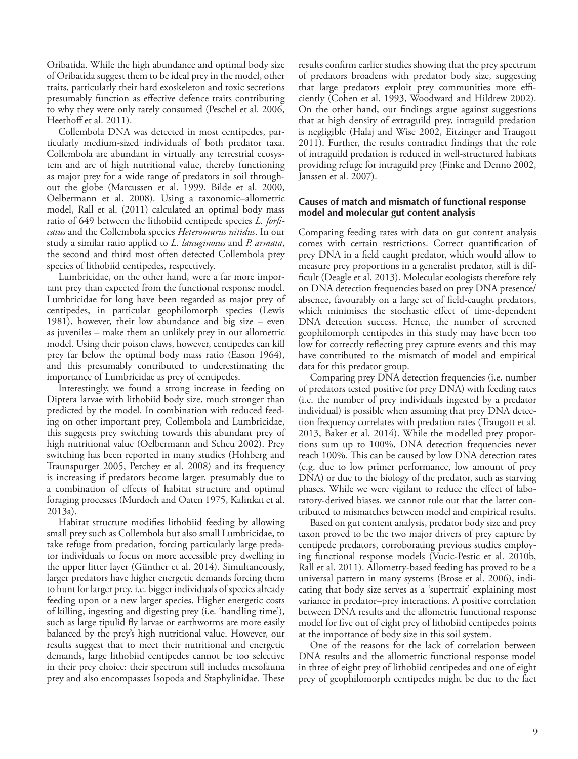Oribatida. While the high abundance and optimal body size of Oribatida suggest them to be ideal prey in the model, other traits, particularly their hard exoskeleton and toxic secretions presumably function as effective defence traits contributing to why they were only rarely consumed (Peschel et al. 2006, Heethoff et al. 2011).

Collembola DNA was detected in most centipedes, particularly medium-sized individuals of both predator taxa. Collembola are abundant in virtually any terrestrial ecosystem and are of high nutritional value, thereby functioning as major prey for a wide range of predators in soil throughout the globe (Marcussen et al. 1999, Bilde et al. 2000, Oelbermann et al. 2008). Using a taxonomic–allometric model, Rall et al. (2011) calculated an optimal body mass ratio of 649 between the lithobiid centipede species *L. forficatus* and the Collembola species *Heteromurus nitidus*. In our study a similar ratio applied to *L. lanuginosus* and *P. armata*, the second and third most often detected Collembola prey species of lithobiid centipedes, respectively.

Lumbricidae, on the other hand, were a far more important prey than expected from the functional response model. Lumbricidae for long have been regarded as major prey of centipedes, in particular geophilomorph species (Lewis 1981), however, their low abundance and big size – even as juveniles – make them an unlikely prey in our allometric model. Using their poison claws, however, centipedes can kill prey far below the optimal body mass ratio (Eason 1964), and this presumably contributed to underestimating the importance of Lumbricidae as prey of centipedes.

Interestingly, we found a strong increase in feeding on Diptera larvae with lithobiid body size, much stronger than predicted by the model. In combination with reduced feeding on other important prey, Collembola and Lumbricidae, this suggests prey switching towards this abundant prey of high nutritional value (Oelbermann and Scheu 2002). Prey switching has been reported in many studies (Hohberg and Traunspurger 2005, Petchey et al. 2008) and its frequency is increasing if predators become larger, presumably due to a combination of effects of habitat structure and optimal foraging processes (Murdoch and Oaten 1975, Kalinkat et al. 2013a).

Habitat structure modifies lithobiid feeding by allowing small prey such as Collembola but also small Lumbricidae, to take refuge from predation, forcing particularly large predator individuals to focus on more accessible prey dwelling in the upper litter layer (Günther et al. 2014). Simultaneously, larger predators have higher energetic demands forcing them to hunt for larger prey, i.e. bigger individuals of species already feeding upon or a new larger species. Higher energetic costs of killing, ingesting and digesting prey (i.e. 'handling time'), such as large tipulid fly larvae or earthworms are more easily balanced by the prey's high nutritional value. However, our results suggest that to meet their nutritional and energetic demands, large lithobiid centipedes cannot be too selective in their prey choice: their spectrum still includes mesofauna prey and also encompasses Isopoda and Staphylinidae. These results confirm earlier studies showing that the prey spectrum of predators broadens with predator body size, suggesting that large predators exploit prey communities more efficiently (Cohen et al. 1993, Woodward and Hildrew 2002). On the other hand, our findings argue against suggestions that at high density of extraguild prey, intraguild predation is negligible (Halaj and Wise 2002, Eitzinger and Traugott 2011). Further, the results contradict findings that the role of intraguild predation is reduced in well-structured habitats providing refuge for intraguild prey (Finke and Denno 2002, Janssen et al. 2007).

### Causes of match and mismatch of functional response model and molecular gut content analysis

Comparing feeding rates with data on gut content analysis comes with certain restrictions. Correct quantification of prey DNA in a field caught predator, which would allow to measure prey proportions in a generalist predator, still is difficult (Deagle et al. 2013). Molecular ecologists therefore rely on DNA detection frequencies based on prey DNA presence/absence, favourably on a large set of field-caught predators, which minimises the stochastic effect of time-dependent DNA detection success. Hence, the number of screened geophilomorph centipedes in this study may have been too low for correctly reflecting prey capture events and this may have contributed to the mismatch of model and empirical data for this predator group.

Comparing prey DNA detection frequencies (i.e. number of predators tested positive for prey DNA) with feeding rates (i.e. the number of prey individuals ingested by a predator individual) is possible when assuming that prey DNA detection frequency correlates with predation rates (Traugott et al. 2013, Baker et al. 2014). While the modelled prey proportions sum up to 100%, DNA detection frequencies never reach 100%. This can be caused by low DNA detection rates (e.g. due to low primer performance, low amount of prey DNA) or due to the biology of the predator, such as starving phases. While we were vigilant to reduce the effect of laboratory-derived biases, we cannot rule out that the latter contributed to mismatches between model and empirical results.

Based on gut content analysis, predator body size and prey taxon proved to be the two major drivers of prey capture by centipede predators, corroborating previous studies employing functional response models (Vucic-Pestic et al. 2010b, Rall et al. 2011). Allometry-based feeding has proved to be a universal pattern in many systems (Brose et al. 2006), indicating that body size serves as a 'supertrait' explaining most variance in predator–prey interactions. A positive correlation between DNA results and the allometric functional response model for five out of eight prey of lithobiid centipedes points at the importance of body size in this soil system.

One of the reasons for the lack of correlation between DNA results and the allometric functional response model in three of eight prey of lithobiid centipedes and one of eight prey of geophilomorph centipedes might be due to the fact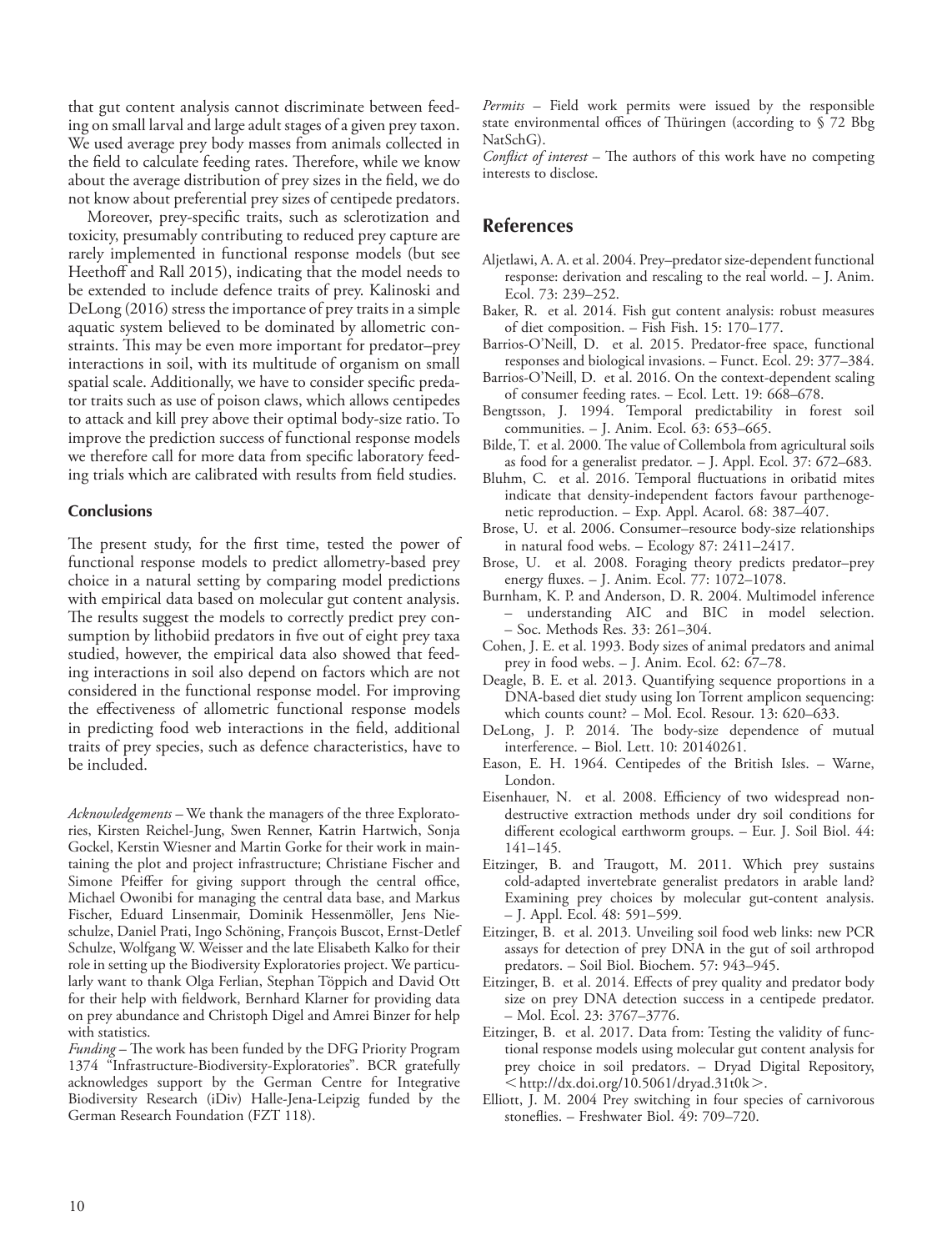that gut content analysis cannot discriminate between feeding on small larval and large adult stages of a given prey taxon. We used average prey body masses from animals collected in the field to calculate feeding rates. Therefore, while we know about the average distribution of prey sizes in the field, we do not know about preferential prey sizes of centipede predators.

Moreover, prey-specific traits, such as sclerotization and toxicity, presumably contributing to reduced prey capture are rarely implemented in functional response models (but see Heethoff and Rall 2015), indicating that the model needs to be extended to include defence traits of prey. Kalinoski and DeLong (2016) stress the importance of prey traits in a simple aquatic system believed to be dominated by allometric constraints. This may be even more important for predator–prey interactions in soil, with its multitude of organism on small spatial scale. Additionally, we have to consider specific predator traits such as use of poison claws, which allows centipedes to attack and kill prey above their optimal body-size ratio. To improve the prediction success of functional response models we therefore call for more data from specific laboratory feeding trials which are calibrated with results from field studies.

### Conclusions

The present study, for the first time, tested the power of functional response models to predict allometry-based prey choice in a natural setting by comparing model predictions with empirical data based on molecular gut content analysis. The results suggest the models to correctly predict prey consumption by lithobiid predators in five out of eight prey taxa studied, however, the empirical data also showed that feeding interactions in soil also depend on factors which are not considered in the functional response model. For improving the effectiveness of allometric functional response models in predicting food web interactions in the field, additional traits of prey species, such as defence characteristics, have to be included.

*Acknowledgements* – We thank the managers of the three Exploratories, Kirsten Reichel-Jung, Swen Renner, Katrin Hartwich, Sonja Gockel, Kerstin Wiesner and Martin Gorke for their work in maintaining the plot and project infrastructure; Christiane Fischer and Simone Pfeiffer for giving support through the central office, Michael Owonibi for managing the central data base, and Markus Fischer, Eduard Linsenmair, Dominik Hessenmöller, Jens Nieschulze, Daniel Prati, Ingo Schöning, François Buscot, Ernst-Detlef Schulze, Wolfgang W. Weisser and the late Elisabeth Kalko for their role in setting up the Biodiversity Exploratories project. We particularly want to thank Olga Ferlian, Stephan Töppich and David Ott for their help with fieldwork, Bernhard Klarner for providing data on prey abundance and Christoph Digel and Amrei Binzer for help with statistics.

*Funding* – The work has been funded by the DFG Priority Program 1374 "Infrastructure-Biodiversity-Exploratories". BCR gratefully acknowledges support by the German Centre for Integrative Biodiversity Research (iDiv) Halle-Jena-Leipzig funded by the German Research Foundation (FZT 118).

*Permits* – Field work permits were issued by the responsible state environmental offices of Thüringen (according to § 72 Bbg NatSchG).

*Conflict of interest* – The authors of this work have no competing interests to disclose.

## References

Aljetlawi, A. A. et al. 2004. Prey–predator size-dependent functional response: derivation and rescaling to the real world. – J. Anim. Ecol. 73: 239–252.

Baker, R. et al. 2014. Fish gut content analysis: robust measures of diet composition. – Fish Fish. 15: 170–177.

Barrios-O'Neill, D. et al. 2015. Predator-free space, functional responses and biological invasions. – Funct. Ecol. 29: 377–384.

Barrios-O'Neill, D. et al. 2016. On the context-dependent scaling of consumer feeding rates. – Ecol. Lett. 19: 668–678.

Bengtsson, J. 1994. Temporal predictability in forest soil communities. – J. Anim. Ecol. 63: 653–665.

Bilde, T. et al. 2000. The value of Collembola from agricultural soils as food for a generalist predator. – J. Appl. Ecol. 37: 672–683.

Bluhm, C. et al. 2016. Temporal fluctuations in oribatid mites indicate that density-independent factors favour parthenogenetic reproduction. – Exp. Appl. Acarol. 68: 387–407.

Brose, U. et al. 2006. Consumer–resource body-size relationships in natural food webs. – Ecology 87: 2411–2417.

Brose, U. et al. 2008. Foraging theory predicts predator–prey energy fluxes. – J. Anim. Ecol. 77: 1072–1078.

Burnham, K. P. and Anderson, D. R. 2004. Multimodel inference – understanding AIC and BIC in model selection. – Soc. Methods Res. 33: 261–304.

Cohen, J. E. et al. 1993. Body sizes of animal predators and animal prey in food webs. – J. Anim. Ecol. 62: 67–78.

Deagle, B. E. et al. 2013. Quantifying sequence proportions in a DNA-based diet study using Ion Torrent amplicon sequencing: which counts count? – Mol. Ecol. Resour. 13: 620–633.

DeLong, J. P. 2014. The body-size dependence of mutual interference. – Biol. Lett. 10: 20140261.

Eason, E. H. 1964. Centipedes of the British Isles. – Warne, London.

Eisenhauer, N. et al. 2008. Efficiency of two widespread non-destructive extraction methods under dry soil conditions for different ecological earthworm groups. – Eur. J. Soil Biol. 44: 141–145.

Eitzinger, B. and Traugott, M. 2011. Which prey sustains cold-adapted invertebrate generalist predators in arable land? Examining prey choices by molecular gut-content analysis. – J. Appl. Ecol. 48: 591–599.

Eitzinger, B. et al. 2013. Unveiling soil food web links: new PCR assays for detection of prey DNA in the gut of soil arthropod predators. – Soil Biol. Biochem. 57: 943–945.

Eitzinger, B. et al. 2014. Effects of prey quality and predator body size on prey DNA detection success in a centipede predator. – Mol. Ecol. 23: 3767–3776.

Eitzinger, B. et al. 2017. Data from: Testing the validity of functional response models using molecular gut content analysis for prey choice in soil predators. – Dryad Digital Repository, <http://dx.doi.org/10.5061/dryad.31t0k>.

Elliott, J. M. 2004 Prey switching in four species of carnivorous stoneflies. – Freshwater Biol. 49: 709–720.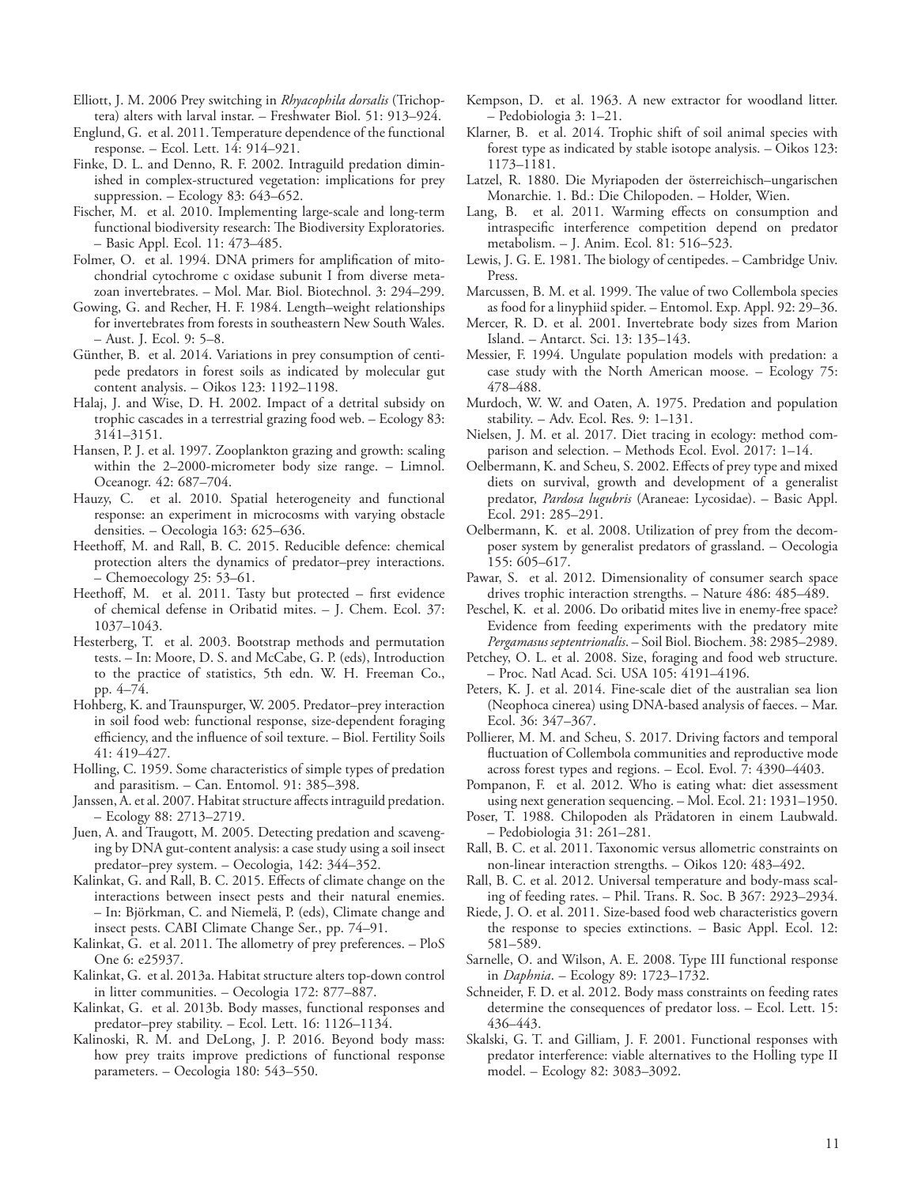Elliott, J. M. 2006 Prey switching in *Rhyacophila dorsalis* (Trichoptera) alters with larval instar. – Freshwater Biol. 51: 913–924.

Englund, G. et al. 2011. Temperature dependence of the functional response. – Ecol. Lett. 14: 914–921.

Finke, D. L. and Denno, R. F. 2002. Intraguild predation diminished in complex-structured vegetation: implications for prey suppression. – Ecology 83: 643–652.

Fischer, M. et al. 2010. Implementing large-scale and long-term functional biodiversity research: The Biodiversity Exploratories. – Basic Appl. Ecol. 11: 473–485.

Folmer, O. et al. 1994. DNA primers for amplification of mitochondrial cytochrome c oxidase subunit I from diverse metazoan invertebrates. – Mol. Mar. Biol. Biotechnol. 3: 294–299.

Gowing, G. and Recher, H. F. 1984. Length–weight relationships for invertebrates from forests in southeastern New South Wales. – Aust. J. Ecol. 9: 5–8.

Günther, B. et al. 2014. Variations in prey consumption of centipede predators in forest soils as indicated by molecular gut content analysis. – Oikos 123: 1192–1198.

Halaj, J. and Wise, D. H. 2002. Impact of a detrital subsidy on trophic cascades in a terrestrial grazing food web. – Ecology 83: 3141–3151.

Hansen, P. J. et al. 1997. Zooplankton grazing and growth: scaling within the 2–2000-micrometer body size range. – Limnol. Oceanogr. 42: 687–704.

Hauzy, C. et al. 2010. Spatial heterogeneity and functional response: an experiment in microcosms with varying obstacle densities. – Oecologia 163: 625–636.

Heethoff, M. and Rall, B. C. 2015. Reducible defence: chemical protection alters the dynamics of predator–prey interactions. – Chemoecology 25: 53–61.

Heethoff, M. et al. 2011. Tasty but protected – first evidence of chemical defense in Oribatid mites. – J. Chem. Ecol. 37: 1037–1043.

Hesterberg, T. et al. 2003. Bootstrap methods and permutation tests. – In: Moore, D. S. and McCabe, G. P. (eds), Introduction to the practice of statistics, 5th edn. W. H. Freeman Co., pp. 4–74.

Hohberg, K. and Traunspurger, W. 2005. Predator–prey interaction in soil food web: functional response, size-dependent foraging efficiency, and the influence of soil texture. – Biol. Fertility Soils 41: 419–427.

Holling, C. 1959. Some characteristics of simple types of predation and parasitism. – Can. Entomol. 91: 385–398.

Janssen, A. et al. 2007. Habitat structure affects intraguild predation. – Ecology 88: 2713–2719.

Juen, A. and Traugott, M. 2005. Detecting predation and scavenging by DNA gut-content analysis: a case study using a soil insect predator–prey system. – Oecologia, 142: 344–352.

Kalinkat, G. and Rall, B. C. 2015. Effects of climate change on the interactions between insect pests and their natural enemies. – In: Björkman, C. and Niemelä, P. (eds), Climate change and insect pests. CABI Climate Change Ser., pp. 74–91.

Kalinkat, G. et al. 2011. The allometry of prey preferences. – PloS One 6: e25937.

Kalinkat, G. et al. 2013a. Habitat structure alters top-down control in litter communities. – Oecologia 172: 877–887.

Kalinkat, G. et al. 2013b. Body masses, functional responses and predator–prey stability. – Ecol. Lett. 16: 1126–1134.

Kalinoski, R. M. and DeLong, J. P. 2016. Beyond body mass: how prey traits improve predictions of functional response parameters. – Oecologia 180: 543–550.

Kempson, D. et al. 1963. A new extractor for woodland litter. – Pedobiologia 3: 1–21.

Klarner, B. et al. 2014. Trophic shift of soil animal species with forest type as indicated by stable isotope analysis. – Oikos 123: 1173–1181.

Latzel, R. 1880. Die Myriapoden der österreichisch–ungarischen Monarchie. 1. Bd.: Die Chilopoden. – Holder, Wien.

Lang, B. et al. 2011. Warming effects on consumption and intraspecific interference competition depend on predator metabolism. – J. Anim. Ecol. 81: 516–523.

Lewis, J. G. E. 1981. The biology of centipedes. – Cambridge Univ. Press.

Marcussen, B. M. et al. 1999. The value of two Collembola species as food for a linyphiid spider. – Entomol. Exp. Appl. 92: 29–36.

Mercer, R. D. et al. 2001. Invertebrate body sizes from Marion Island. – Antarct. Sci. 13: 135–143.

Messier, F. 1994. Ungulate population models with predation: a case study with the North American moose. – Ecology 75: 478–488.

Murdoch, W. W. and Oaten, A. 1975. Predation and population stability. – Adv. Ecol. Res. 9: 1–131.

Nielsen, J. M. et al. 2017. Diet tracing in ecology: method comparison and selection. – Methods Ecol. Evol. 2017: 1–14.

Oelbermann, K. and Scheu, S. 2002. Effects of prey type and mixed diets on survival, growth and development of a generalist predator, *Pardosa lugubris* (Araneae: Lycosidae). – Basic Appl. Ecol. 291: 285–291.

Oelbermann, K. et al. 2008. Utilization of prey from the decomposer system by generalist predators of grassland. – Oecologia 155: 605–617.

Pawar, S. et al. 2012. Dimensionality of consumer search space drives trophic interaction strengths. – Nature 486: 485–489.

Peschel, K. et al. 2006. Do oribatid mites live in enemy-free space? Evidence from feeding experiments with the predatory mite *Pergamasus septentrionalis*. – Soil Biol. Biochem. 38: 2985–2989.

Petchey, O. L. et al. 2008. Size, foraging and food web structure. – Proc. Natl Acad. Sci. USA 105: 4191–4196.

Peters, K. J. et al. 2014. Fine-scale diet of the australian sea lion (Neophoca cinerea) using DNA-based analysis of faeces. – Mar. Ecol. 36: 347–367.

Pollierer, M. M. and Scheu, S. 2017. Driving factors and temporal fluctuation of Collembola communities and reproductive mode across forest types and regions. – Ecol. Evol. 7: 4390–4403.

Pompanon, F. et al. 2012. Who is eating what: diet assessment using next generation sequencing. – Mol. Ecol. 21: 1931–1950.

Poser, T. 1988. Chilopoden als Prädatoren in einem Laubwald. – Pedobiologia 31: 261–281.

Rall, B. C. et al. 2011. Taxonomic versus allometric constraints on non-linear interaction strengths. – Oikos 120: 483–492.

Rall, B. C. et al. 2012. Universal temperature and body-mass scaling of feeding rates. – Phil. Trans. R. Soc. B 367: 2923–2934.

Riede, J. O. et al. 2011. Size-based food web characteristics govern the response to species extinctions. – Basic Appl. Ecol. 12: 581–589.

Sarnelle, O. and Wilson, A. E. 2008. Type III functional response in *Daphnia*. – Ecology 89: 1723–1732.

Schneider, F. D. et al. 2012. Body mass constraints on feeding rates determine the consequences of predator loss. – Ecol. Lett. 15: 436–443.

Skalski, G. T. and Gilliam, J. F. 2001. Functional responses with predator interference: viable alternatives to the Holling type II model. – Ecology 82: 3083–3092.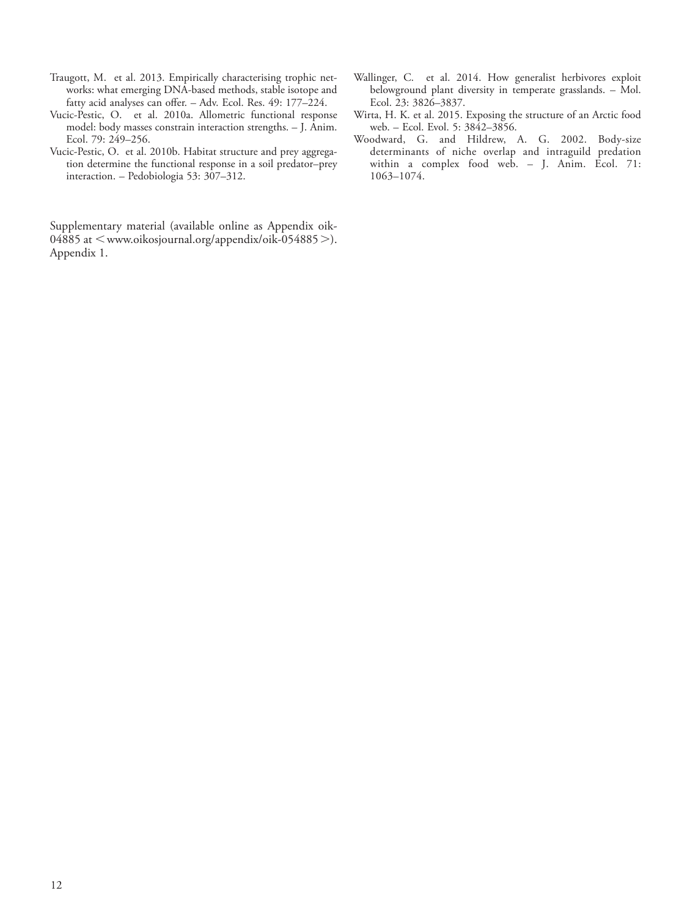Traugott, M. et al. 2013. Empirically characterising trophic networks: what emerging DNA-based methods, stable isotope and fatty acid analyses can offer. – Adv. Ecol. Res. 49: 177–224.

Vucic-Pestic, O. et al. 2010a. Allometric functional response model: body masses constrain interaction strengths. – J. Anim. Ecol. 79: 249–256.

Vucic-Pestic, O. et al. 2010b. Habitat structure and prey aggregation determine the functional response in a soil predator–prey interaction. – Pedobiologia 53: 307–312.

Wallinger, C. et al. 2014. How generalist herbivores exploit belowground plant diversity in temperate grasslands. – Mol. Ecol. 23: 3826–3837.

Wirta, H. K. et al. 2015. Exposing the structure of an Arctic food web. – Ecol. Evol. 5: 3842–3856.

Woodward, G. and Hildrew, A. G. 2002. Body-size determinants of niche overlap and intraguild predation within a complex food web. – J. Anim. Ecol. 71: 1063–1074.

Supplementary material (available online as Appendix oik-04885 at <www.oikosjournal.org/appendix/oik-054885>). Appendix 1.